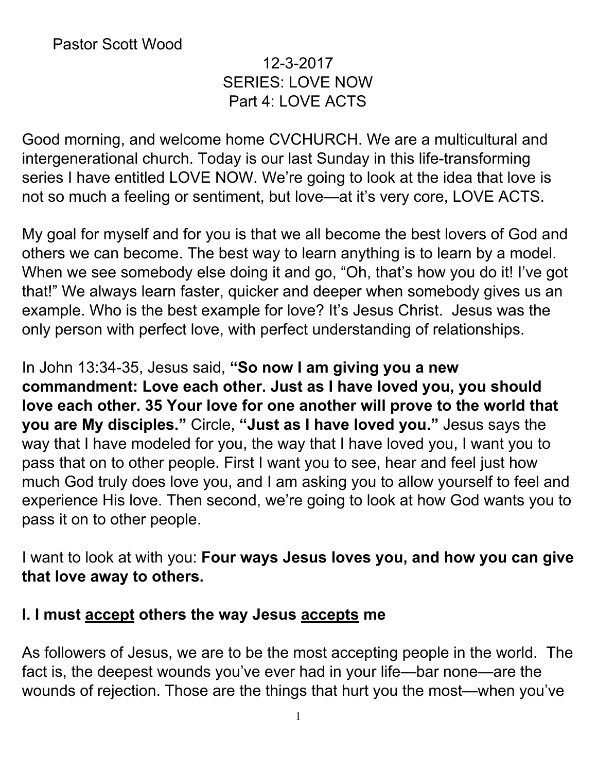Pastor Scott Wood

12-3-2017
SERIES: LOVE NOW
Part 4: LOVE ACTS

Good morning, and welcome home CVCHURCH. We are a multicultural and intergenerational church. Today is our last Sunday in this life-transforming series I have entitled LOVE NOW. We're going to look at the idea that love is not so much a feeling or sentiment, but love—at it's very core, LOVE ACTS.

My goal for myself and for you is that we all become the best lovers of God and others we can become. The best way to learn anything is to learn by a model. When we see somebody else doing it and go, "Oh, that's how you do it! I've got that!" We always learn faster, quicker and deeper when somebody gives us an example. Who is the best example for love? It's Jesus Christ. Jesus was the only person with perfect love, with perfect understanding of relationships.

In John 13:34-35, Jesus said, **"So now I am giving you a new commandment: Love each other. Just as I have loved you, you should love each other. 35 Your love for one another will prove to the world that you are My disciples."** Circle, **"Just as I have loved you."** Jesus says the way that I have modeled for you, the way that I have loved you, I want you to pass that on to other people. First I want you to see, hear and feel just how much God truly does love you, and I am asking you to allow yourself to feel and experience His love. Then second, we're going to look at how God wants you to pass it on to other people.

I want to look at with you: **Four ways Jesus loves you, and how you can give that love away to others.**

## I. I must <u>accept</u> others the way Jesus <u>accepts</u> me

As followers of Jesus, we are to be the most accepting people in the world. The fact is, the deepest wounds you've ever had in your life—bar none—are the wounds of rejection. Those are the things that hurt you the most—when you've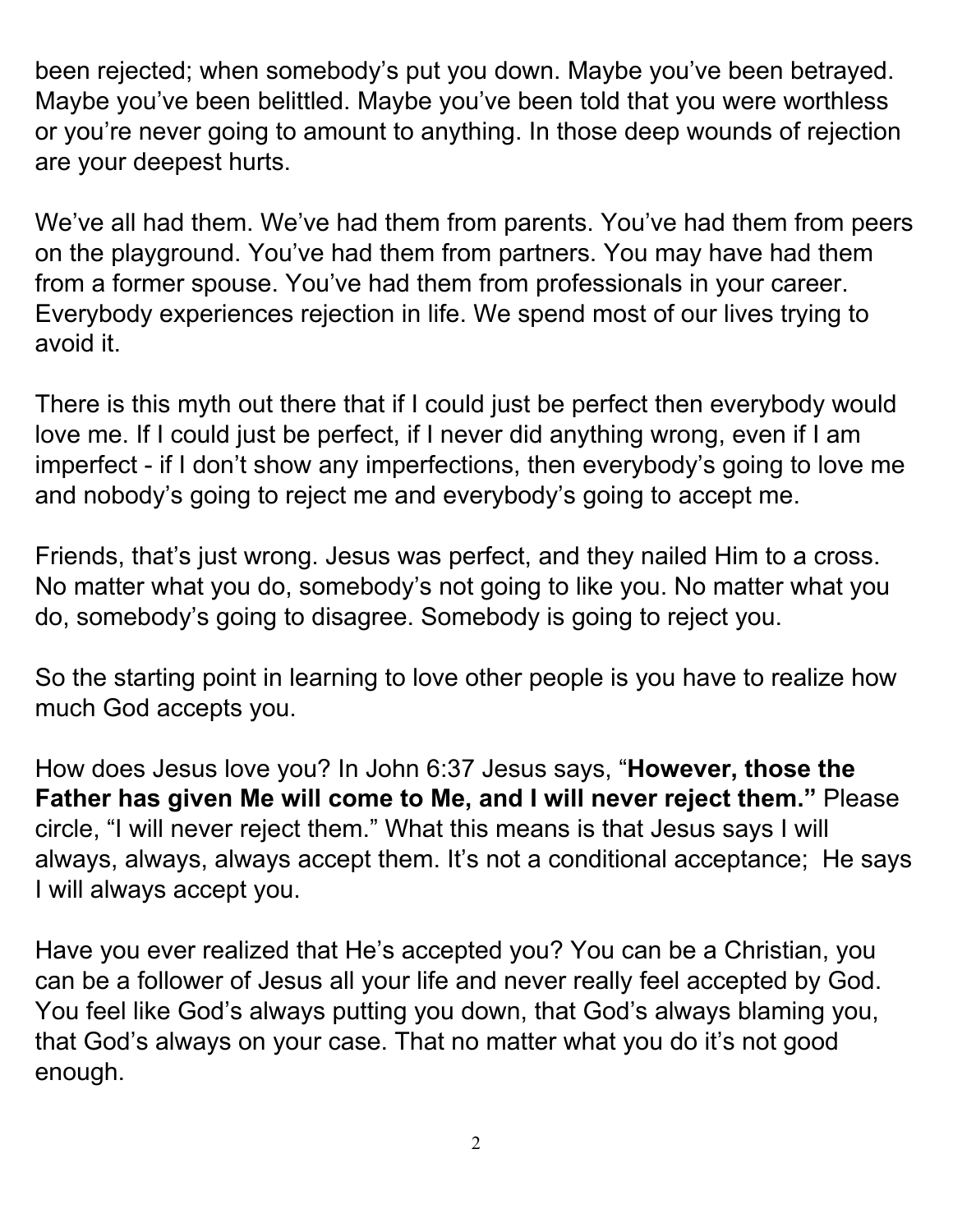been rejected; when somebody's put you down. Maybe you've been betrayed. Maybe you've been belittled. Maybe you've been told that you were worthless or you're never going to amount to anything. In those deep wounds of rejection are your deepest hurts.

We've all had them. We've had them from parents. You've had them from peers on the playground. You've had them from partners. You may have had them from a former spouse. You've had them from professionals in your career. Everybody experiences rejection in life. We spend most of our lives trying to avoid it.

There is this myth out there that if I could just be perfect then everybody would love me. If I could just be perfect, if I never did anything wrong, even if I am imperfect - if I don't show any imperfections, then everybody's going to love me and nobody's going to reject me and everybody's going to accept me.

Friends, that's just wrong. Jesus was perfect, and they nailed Him to a cross. No matter what you do, somebody's not going to like you. No matter what you do, somebody's going to disagree. Somebody is going to reject you.

So the starting point in learning to love other people is you have to realize how much God accepts you.

How does Jesus love you? In John 6:37 Jesus says, "**However, those the Father has given Me will come to Me, and I will never reject them."** Please circle, "I will never reject them." What this means is that Jesus says I will always, always, always accept them. It's not a conditional acceptance; He says I will always accept you.

Have you ever realized that He's accepted you? You can be a Christian, you can be a follower of Jesus all your life and never really feel accepted by God. You feel like God's always putting you down, that God's always blaming you, that God's always on your case. That no matter what you do it's not good enough.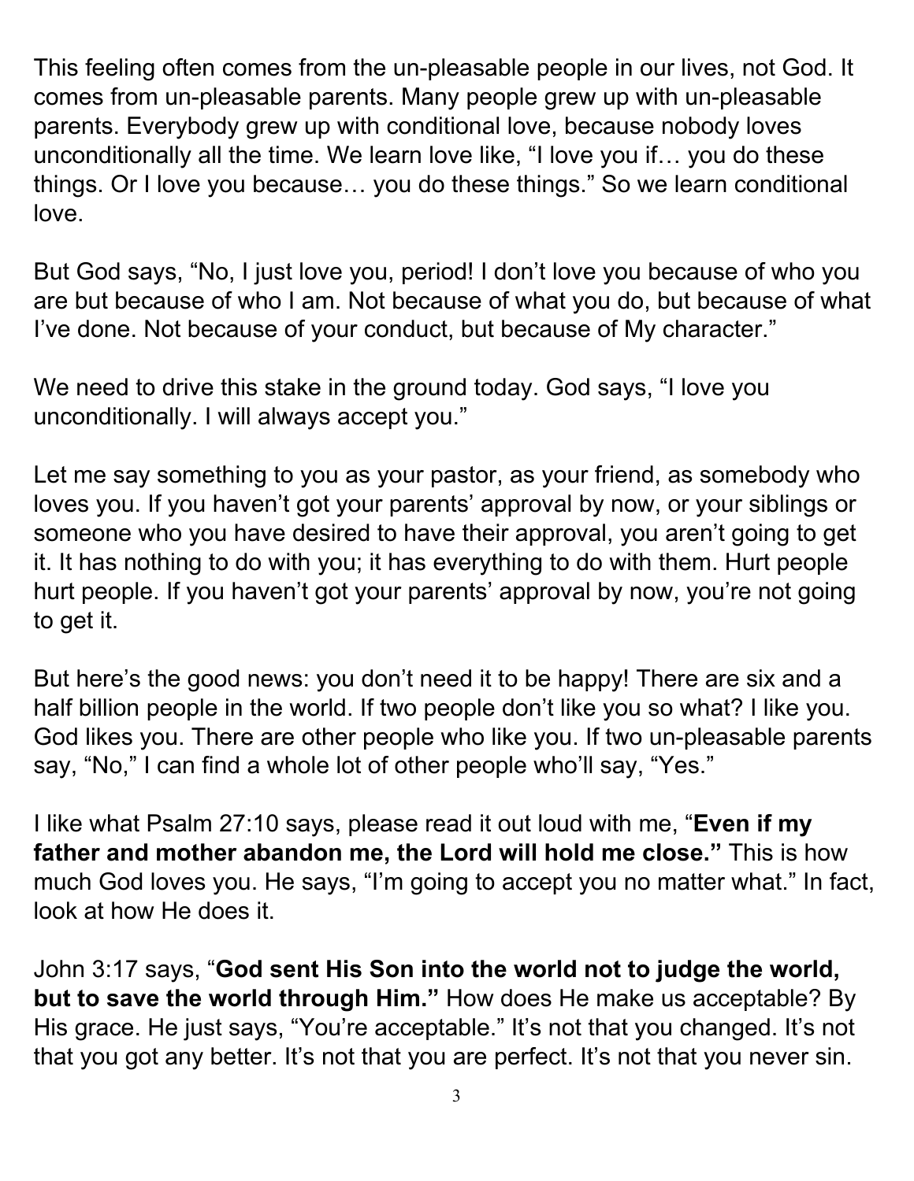This feeling often comes from the un-pleasable people in our lives, not God. It comes from un-pleasable parents. Many people grew up with un-pleasable parents. Everybody grew up with conditional love, because nobody loves unconditionally all the time. We learn love like, "I love you if… you do these things. Or I love you because… you do these things." So we learn conditional love.

But God says, "No, I just love you, period! I don't love you because of who you are but because of who I am. Not because of what you do, but because of what I've done. Not because of your conduct, but because of My character."

We need to drive this stake in the ground today. God says, "I love you unconditionally. I will always accept you."

Let me say something to you as your pastor, as your friend, as somebody who loves you. If you haven't got your parents' approval by now, or your siblings or someone who you have desired to have their approval, you aren't going to get it. It has nothing to do with you; it has everything to do with them. Hurt people hurt people. If you haven't got your parents' approval by now, you're not going to get it.

But here's the good news: you don't need it to be happy! There are six and a half billion people in the world. If two people don't like you so what? I like you. God likes you. There are other people who like you. If two un-pleasable parents say, "No," I can find a whole lot of other people who'll say, "Yes."

I like what Psalm 27:10 says, please read it out loud with me, "**Even if my father and mother abandon me, the Lord will hold me close."** This is how much God loves you. He says, "I'm going to accept you no matter what." In fact, look at how He does it.

John 3:17 says, "**God sent His Son into the world not to judge the world, but to save the world through Him."** How does He make us acceptable? By His grace. He just says, "You're acceptable." It's not that you changed. It's not that you got any better. It's not that you are perfect. It's not that you never sin.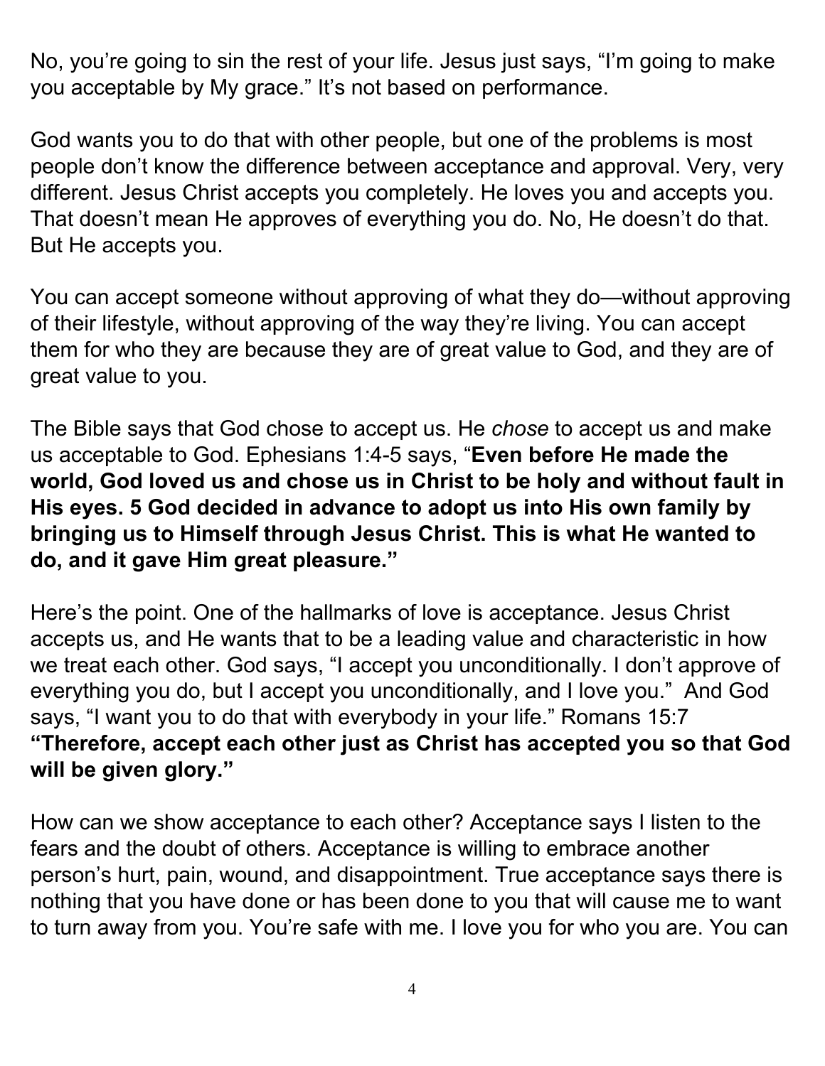No, you're going to sin the rest of your life. Jesus just says, "I'm going to make you acceptable by My grace." It's not based on performance.

God wants you to do that with other people, but one of the problems is most people don't know the difference between acceptance and approval. Very, very different. Jesus Christ accepts you completely. He loves you and accepts you. That doesn't mean He approves of everything you do. No, He doesn't do that. But He accepts you.

You can accept someone without approving of what they do—without approving of their lifestyle, without approving of the way they're living. You can accept them for who they are because they are of great value to God, and they are of great value to you.

The Bible says that God chose to accept us. He *chose* to accept us and make us acceptable to God. Ephesians 1:4-5 says, "**Even before He made the world, God loved us and chose us in Christ to be holy and without fault in His eyes. 5 God decided in advance to adopt us into His own family by bringing us to Himself through Jesus Christ. This is what He wanted to do, and it gave Him great pleasure.**"

Here's the point. One of the hallmarks of love is acceptance. Jesus Christ accepts us, and He wants that to be a leading value and characteristic in how we treat each other. God says, "I accept you unconditionally. I don't approve of everything you do, but I accept you unconditionally, and I love you." And God says, "I want you to do that with everybody in your life." Romans 15:7 **"Therefore, accept each other just as Christ has accepted you so that God will be given glory."**

How can we show acceptance to each other? Acceptance says I listen to the fears and the doubt of others. Acceptance is willing to embrace another person's hurt, pain, wound, and disappointment. True acceptance says there is nothing that you have done or has been done to you that will cause me to want to turn away from you. You're safe with me. I love you for who you are. You can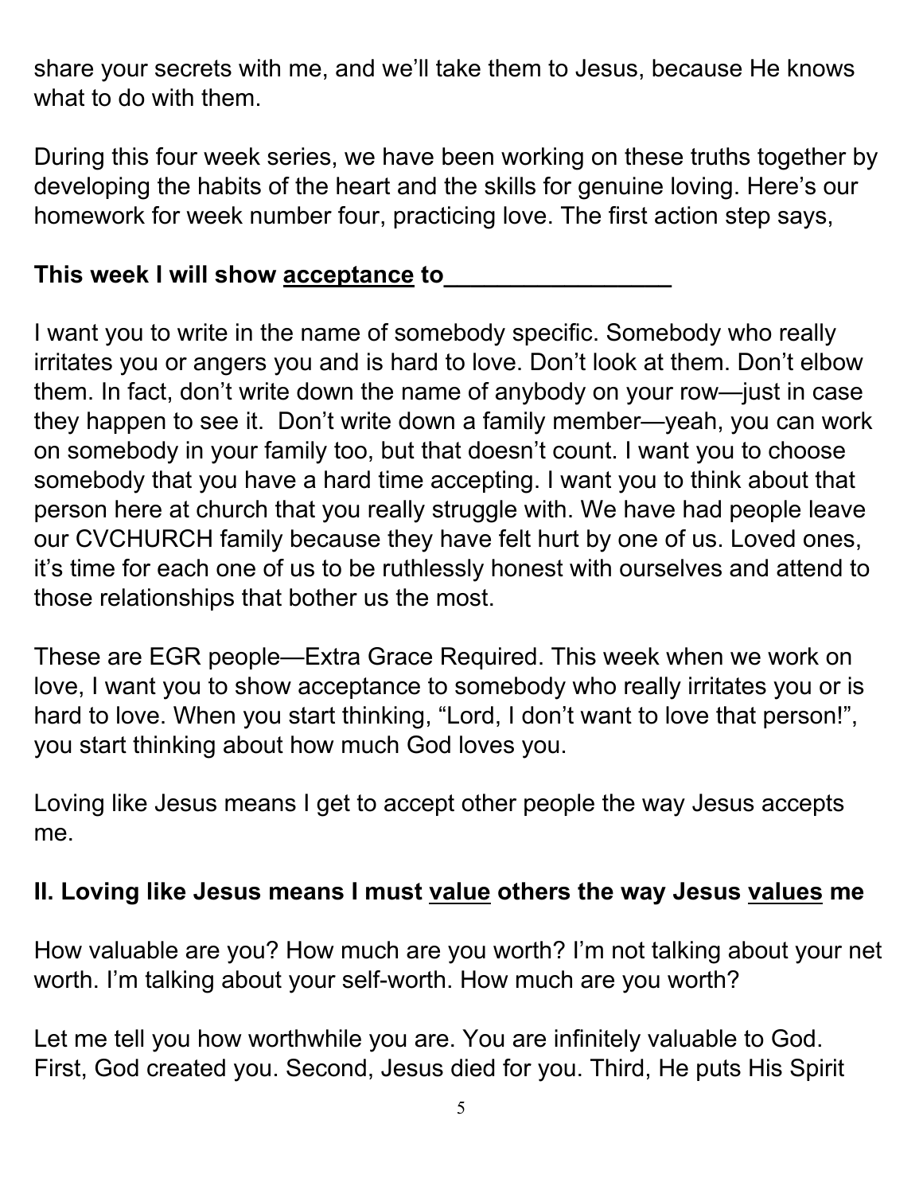share your secrets with me, and we'll take them to Jesus, because He knows what to do with them.

During this four week series, we have been working on these truths together by developing the habits of the heart and the skills for genuine loving. Here's our homework for week number four, practicing love. The first action step says,

**This week I will show <u>acceptance</u> to_________________**

I want you to write in the name of somebody specific. Somebody who really irritates you or angers you and is hard to love. Don't look at them. Don't elbow them. In fact, don't write down the name of anybody on your row—just in case they happen to see it. Don't write down a family member—yeah, you can work on somebody in your family too, but that doesn't count. I want you to choose somebody that you have a hard time accepting. I want you to think about that person here at church that you really struggle with. We have had people leave our CVCHURCH family because they have felt hurt by one of us. Loved ones, it's time for each one of us to be ruthlessly honest with ourselves and attend to those relationships that bother us the most.

These are EGR people—Extra Grace Required. This week when we work on love, I want you to show acceptance to somebody who really irritates you or is hard to love. When you start thinking, "Lord, I don't want to love that person!", you start thinking about how much God loves you.

Loving like Jesus means I get to accept other people the way Jesus accepts me.

## II. Loving like Jesus means I must <u>value</u> others the way Jesus <u>values</u> me

How valuable are you? How much are you worth? I'm not talking about your net worth. I'm talking about your self-worth. How much are you worth?

Let me tell you how worthwhile you are. You are infinitely valuable to God. First, God created you. Second, Jesus died for you. Third, He puts His Spirit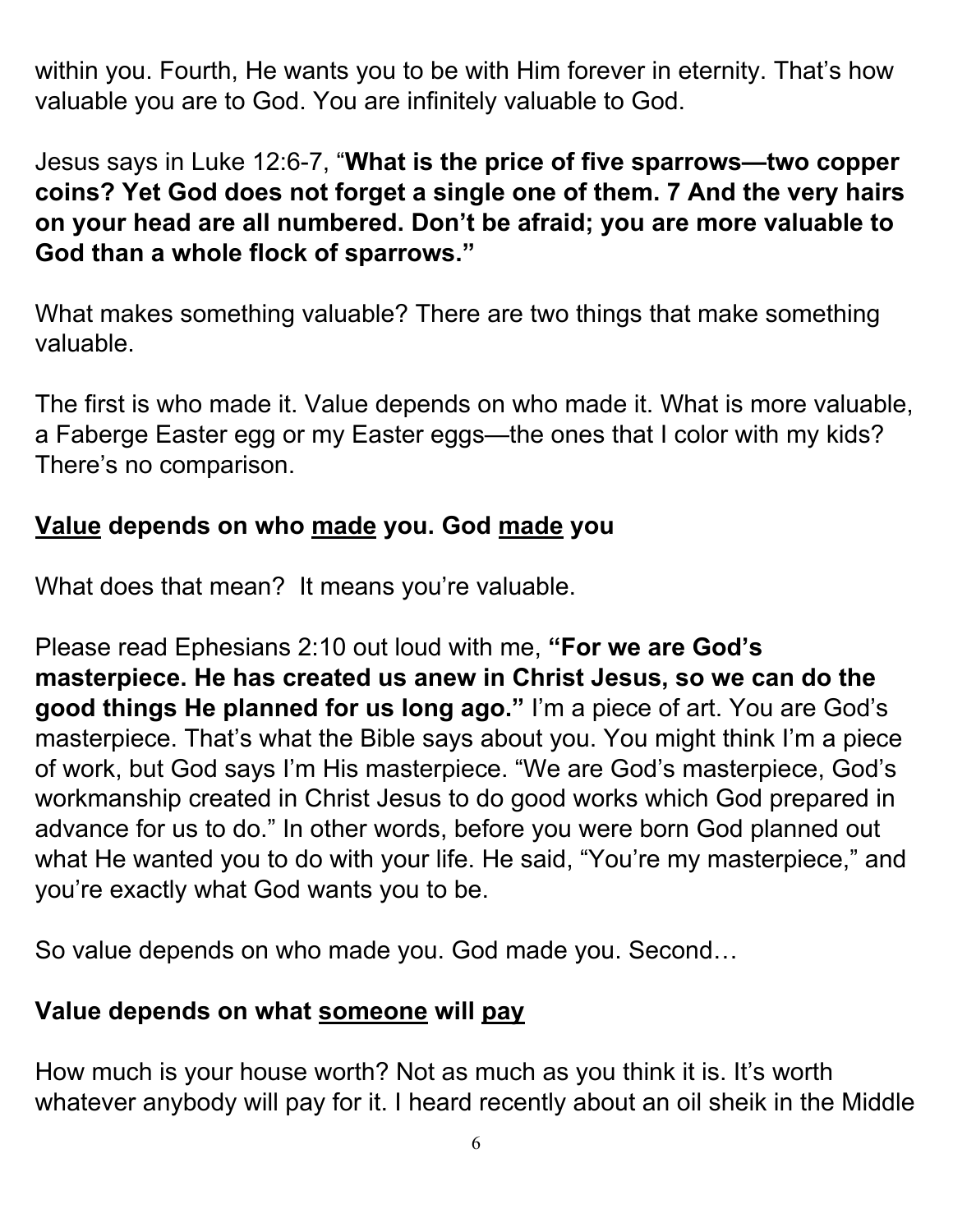within you. Fourth, He wants you to be with Him forever in eternity. That's how valuable you are to God. You are infinitely valuable to God.

Jesus says in Luke 12:6-7, "**What is the price of five sparrows—two copper coins? Yet God does not forget a single one of them. 7 And the very hairs on your head are all numbered. Don't be afraid; you are more valuable to God than a whole flock of sparrows.**"

What makes something valuable? There are two things that make something valuable.

The first is who made it. Value depends on who made it. What is more valuable, a Faberge Easter egg or my Easter eggs—the ones that I color with my kids? There's no comparison.

**<u>Value</u> depends on who <u>made</u> you. God <u>made</u> you**

What does that mean? It means you're valuable.

Please read Ephesians 2:10 out loud with me, **"For we are God's masterpiece. He has created us anew in Christ Jesus, so we can do the good things He planned for us long ago."** I'm a piece of art. You are God's masterpiece. That's what the Bible says about you. You might think I'm a piece of work, but God says I'm His masterpiece. "We are God's masterpiece, God's workmanship created in Christ Jesus to do good works which God prepared in advance for us to do." In other words, before you were born God planned out what He wanted you to do with your life. He said, "You're my masterpiece," and you're exactly what God wants you to be.

So value depends on who made you. God made you. Second…

**Value depends on what <u>someone</u> will <u>pay</u>**

How much is your house worth? Not as much as you think it is. It's worth whatever anybody will pay for it. I heard recently about an oil sheik in the Middle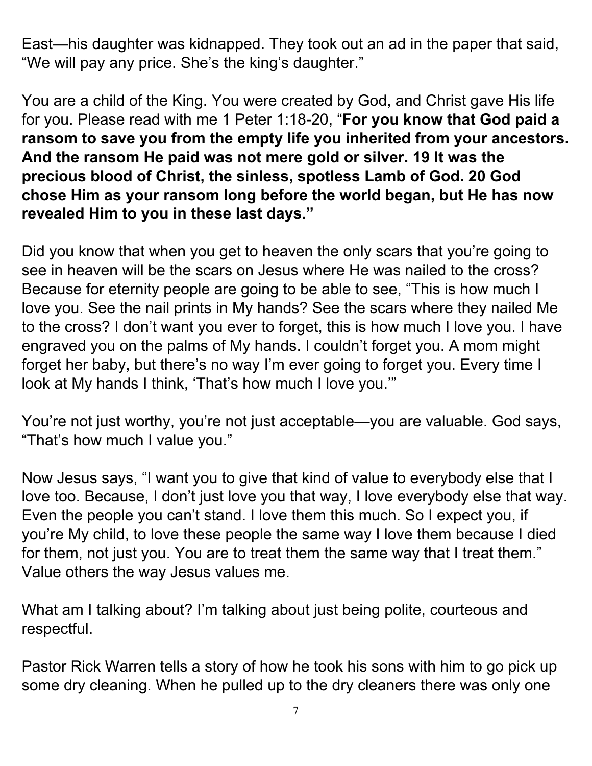East—his daughter was kidnapped. They took out an ad in the paper that said, “We will pay any price. She’s the king’s daughter.”

You are a child of the King. You were created by God, and Christ gave His life for you. Please read with me 1 Peter 1:18-20, “**For you know that God paid a ransom to save you from the empty life you inherited from your ancestors. And the ransom He paid was not mere gold or silver. 19 It was the precious blood of Christ, the sinless, spotless Lamb of God. 20 God chose Him as your ransom long before the world began, but He has now revealed Him to you in these last days.”**

Did you know that when you get to heaven the only scars that you’re going to see in heaven will be the scars on Jesus where He was nailed to the cross? Because for eternity people are going to be able to see, “This is how much I love you. See the nail prints in My hands? See the scars where they nailed Me to the cross? I don’t want you ever to forget, this is how much I love you. I have engraved you on the palms of My hands. I couldn’t forget you. A mom might forget her baby, but there’s no way I’m ever going to forget you. Every time I look at My hands I think, ‘That’s how much I love you.’”

You’re not just worthy, you’re not just acceptable—you are valuable. God says, “That’s how much I value you.”

Now Jesus says, “I want you to give that kind of value to everybody else that I love too. Because, I don’t just love you that way, I love everybody else that way. Even the people you can’t stand. I love them this much. So I expect you, if you’re My child, to love these people the same way I love them because I died for them, not just you. You are to treat them the same way that I treat them.” Value others the way Jesus values me.

What am I talking about? I’m talking about just being polite, courteous and respectful.

Pastor Rick Warren tells a story of how he took his sons with him to go pick up some dry cleaning. When he pulled up to the dry cleaners there was only one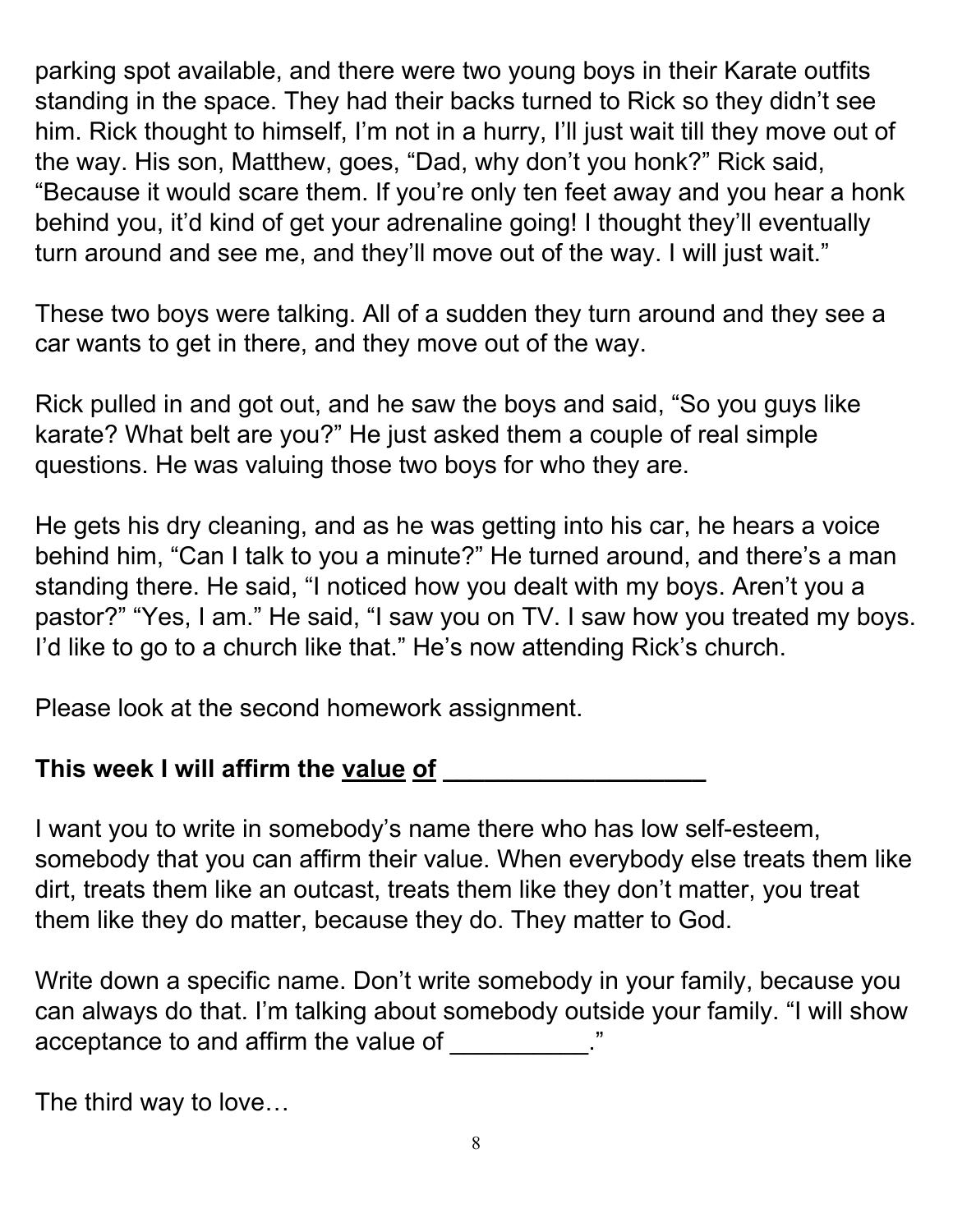parking spot available, and there were two young boys in their Karate outfits standing in the space. They had their backs turned to Rick so they didn't see him. Rick thought to himself, I'm not in a hurry, I'll just wait till they move out of the way. His son, Matthew, goes, "Dad, why don't you honk?" Rick said, "Because it would scare them. If you're only ten feet away and you hear a honk behind you, it'd kind of get your adrenaline going! I thought they'll eventually turn around and see me, and they'll move out of the way. I will just wait."

These two boys were talking. All of a sudden they turn around and they see a car wants to get in there, and they move out of the way.

Rick pulled in and got out, and he saw the boys and said, "So you guys like karate? What belt are you?" He just asked them a couple of real simple questions. He was valuing those two boys for who they are.

He gets his dry cleaning, and as he was getting into his car, he hears a voice behind him, "Can I talk to you a minute?" He turned around, and there's a man standing there. He said, "I noticed how you dealt with my boys. Aren't you a pastor?" "Yes, I am." He said, "I saw you on TV. I saw how you treated my boys. I'd like to go to a church like that." He's now attending Rick's church.

Please look at the second homework assignment.

**This week I will affirm the <u>value</u> <u>of</u> ___________________**

I want you to write in somebody's name there who has low self-esteem, somebody that you can affirm their value. When everybody else treats them like dirt, treats them like an outcast, treats them like they don't matter, you treat them like they do matter, because they do. They matter to God.

Write down a specific name. Don't write somebody in your family, because you can always do that. I'm talking about somebody outside your family. "I will show acceptance to and affirm the value of __________."

The third way to love…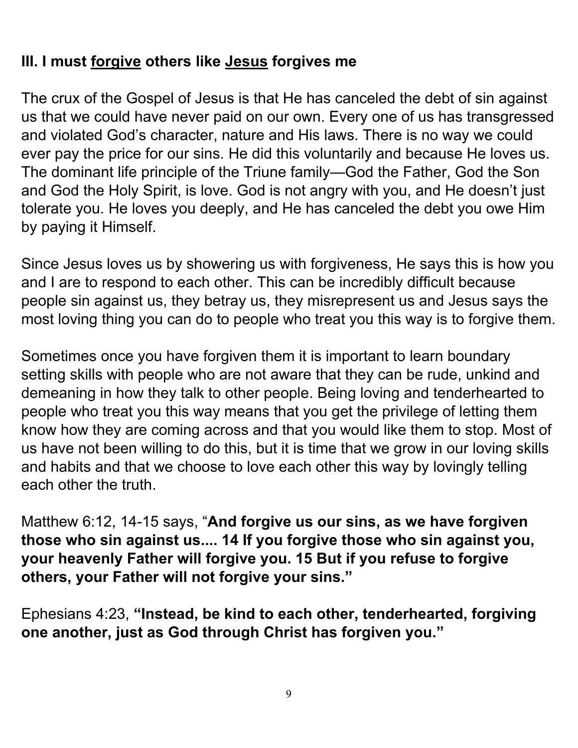### III. I must <u>forgive</u> others like <u>Jesus</u> forgives me

The crux of the Gospel of Jesus is that He has canceled the debt of sin against us that we could have never paid on our own. Every one of us has transgressed and violated God's character, nature and His laws. There is no way we could ever pay the price for our sins. He did this voluntarily and because He loves us. The dominant life principle of the Triune family—God the Father, God the Son and God the Holy Spirit, is love. God is not angry with you, and He doesn't just tolerate you. He loves you deeply, and He has canceled the debt you owe Him by paying it Himself.

Since Jesus loves us by showering us with forgiveness, He says this is how you and I are to respond to each other. This can be incredibly difficult because people sin against us, they betray us, they misrepresent us and Jesus says the most loving thing you can do to people who treat you this way is to forgive them.

Sometimes once you have forgiven them it is important to learn boundary setting skills with people who are not aware that they can be rude, unkind and demeaning in how they talk to other people. Being loving and tenderhearted to people who treat you this way means that you get the privilege of letting them know how they are coming across and that you would like them to stop. Most of us have not been willing to do this, but it is time that we grow in our loving skills and habits and that we choose to love each other this way by lovingly telling each other the truth.

Matthew 6:12, 14-15 says, "**And forgive us our sins, as we have forgiven those who sin against us.... 14 If you forgive those who sin against you, your heavenly Father will forgive you. 15 But if you refuse to forgive others, your Father will not forgive your sins."**

Ephesians 4:23, **"Instead, be kind to each other, tenderhearted, forgiving one another, just as God through Christ has forgiven you."**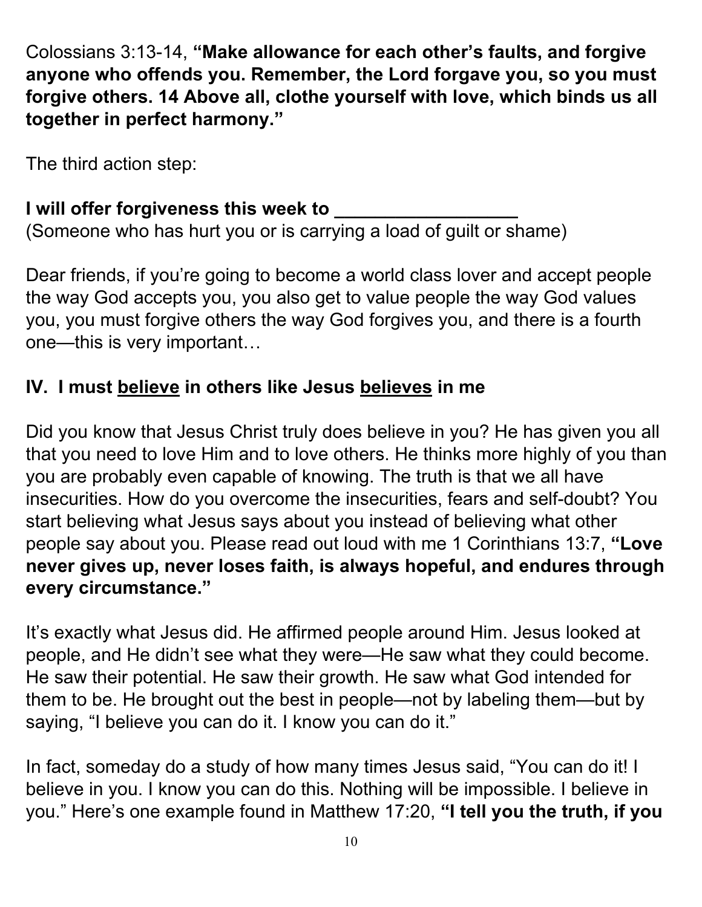Colossians 3:13-14, **“Make allowance for each other’s faults, and forgive anyone who offends you. Remember, the Lord forgave you, so you must forgive others. 14 Above all, clothe yourself with love, which binds us all together in perfect harmony.”**

The third action step:

**I will offer forgiveness this week to ________________**
(Someone who has hurt you or is carrying a load of guilt or shame)

Dear friends, if you’re going to become a world class lover and accept people the way God accepts you, you also get to value people the way God values you, you must forgive others the way God forgives you, and there is a fourth one—this is very important…

## IV. I must <u>believe</u> in others like Jesus <u>believes</u> in me

Did you know that Jesus Christ truly does believe in you? He has given you all that you need to love Him and to love others. He thinks more highly of you than you are probably even capable of knowing. The truth is that we all have insecurities. How do you overcome the insecurities, fears and self-doubt? You start believing what Jesus says about you instead of believing what other people say about you. Please read out loud with me 1 Corinthians 13:7, **“Love never gives up, never loses faith, is always hopeful, and endures through every circumstance.”**

It’s exactly what Jesus did. He affirmed people around Him. Jesus looked at people, and He didn’t see what they were—He saw what they could become. He saw their potential. He saw their growth. He saw what God intended for them to be. He brought out the best in people—not by labeling them—but by saying, “I believe you can do it. I know you can do it.”

In fact, someday do a study of how many times Jesus said, “You can do it! I believe in you. I know you can do this. Nothing will be impossible. I believe in you.” Here’s one example found in Matthew 17:20, **“I tell you the truth, if you**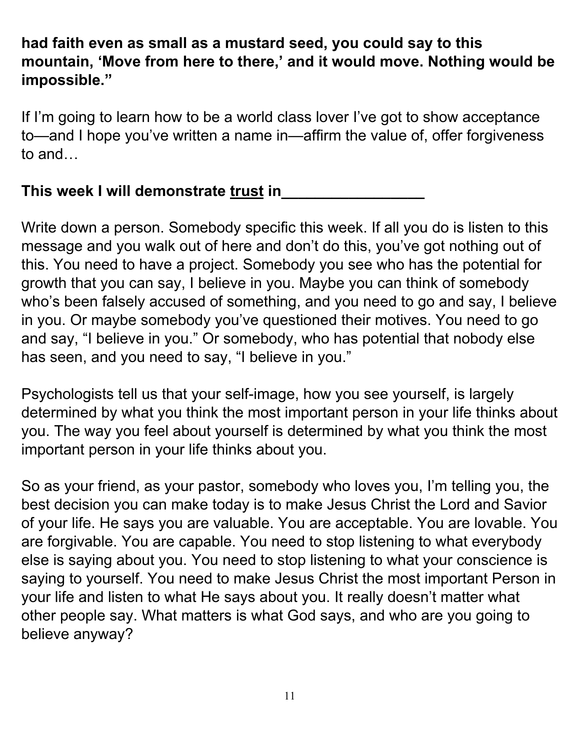**had faith even as small as a mustard seed, you could say to this mountain, 'Move from here to there,' and it would move. Nothing would be impossible."**

If I'm going to learn how to be a world class lover I've got to show acceptance to—and I hope you've written a name in—affirm the value of, offer forgiveness to and…

**This week I will demonstrate <u>trust</u> in_________________**

Write down a person. Somebody specific this week. If all you do is listen to this message and you walk out of here and don't do this, you've got nothing out of this. You need to have a project. Somebody you see who has the potential for growth that you can say, I believe in you. Maybe you can think of somebody who's been falsely accused of something, and you need to go and say, I believe in you. Or maybe somebody you've questioned their motives. You need to go and say, "I believe in you." Or somebody, who has potential that nobody else has seen, and you need to say, "I believe in you."

Psychologists tell us that your self-image, how you see yourself, is largely determined by what you think the most important person in your life thinks about you. The way you feel about yourself is determined by what you think the most important person in your life thinks about you.

So as your friend, as your pastor, somebody who loves you, I'm telling you, the best decision you can make today is to make Jesus Christ the Lord and Savior of your life. He says you are valuable. You are acceptable. You are lovable. You are forgivable. You are capable. You need to stop listening to what everybody else is saying about you. You need to stop listening to what your conscience is saying to yourself. You need to make Jesus Christ the most important Person in your life and listen to what He says about you. It really doesn't matter what other people say. What matters is what God says, and who are you going to believe anyway?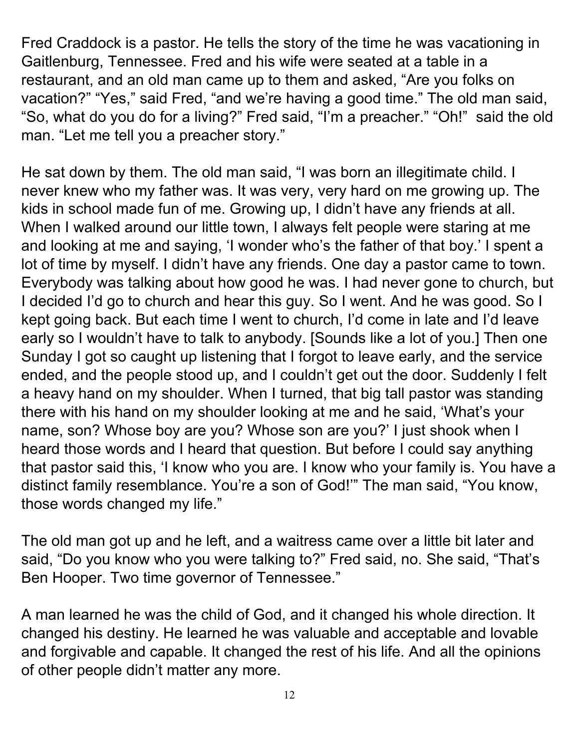Fred Craddock is a pastor. He tells the story of the time he was vacationing in Gaitlenburg, Tennessee. Fred and his wife were seated at a table in a restaurant, and an old man came up to them and asked, “Are you folks on vacation?” “Yes,” said Fred, “and we’re having a good time.” The old man said, “So, what do you do for a living?” Fred said, “I’m a preacher.” “Oh!” said the old man. “Let me tell you a preacher story.”

He sat down by them. The old man said, “I was born an illegitimate child. I never knew who my father was. It was very, very hard on me growing up. The kids in school made fun of me. Growing up, I didn’t have any friends at all. When I walked around our little town, I always felt people were staring at me and looking at me and saying, ‘I wonder who’s the father of that boy.’ I spent a lot of time by myself. I didn’t have any friends. One day a pastor came to town. Everybody was talking about how good he was. I had never gone to church, but I decided I’d go to church and hear this guy. So I went. And he was good. So I kept going back. But each time I went to church, I’d come in late and I’d leave early so I wouldn’t have to talk to anybody. [Sounds like a lot of you.] Then one Sunday I got so caught up listening that I forgot to leave early, and the service ended, and the people stood up, and I couldn’t get out the door. Suddenly I felt a heavy hand on my shoulder. When I turned, that big tall pastor was standing there with his hand on my shoulder looking at me and he said, ‘What’s your name, son? Whose boy are you? Whose son are you?’ I just shook when I heard those words and I heard that question. But before I could say anything that pastor said this, ‘I know who you are. I know who your family is. You have a distinct family resemblance. You’re a son of God!’” The man said, “You know, those words changed my life.”

The old man got up and he left, and a waitress came over a little bit later and said, “Do you know who you were talking to?” Fred said, no. She said, “That’s Ben Hooper. Two time governor of Tennessee.”

A man learned he was the child of God, and it changed his whole direction. It changed his destiny. He learned he was valuable and acceptable and lovable and forgivable and capable. It changed the rest of his life. And all the opinions of other people didn’t matter any more.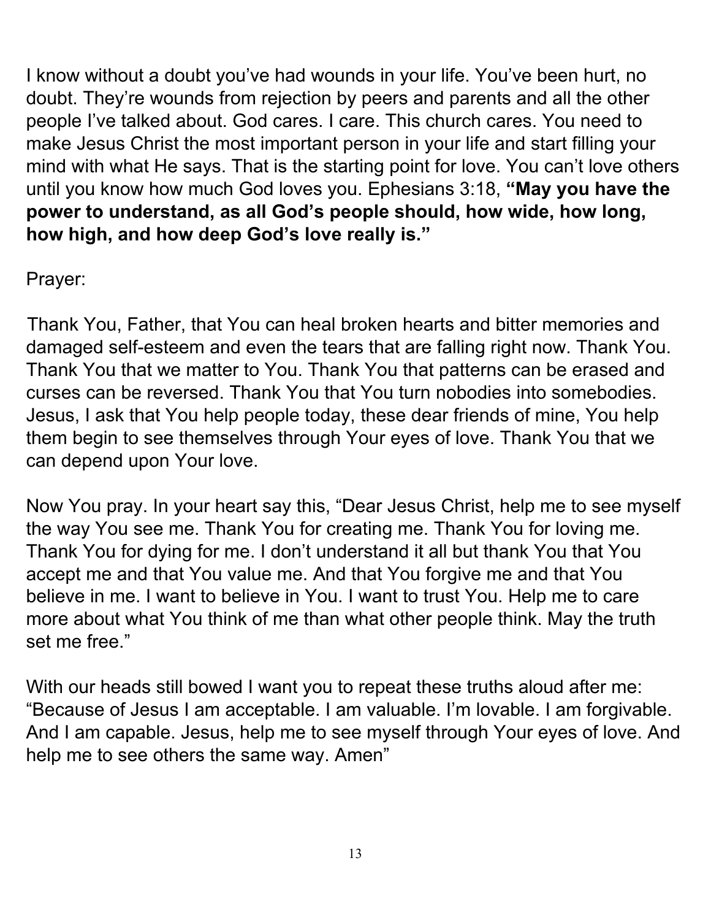I know without a doubt you've had wounds in your life. You've been hurt, no doubt. They're wounds from rejection by peers and parents and all the other people I've talked about. God cares. I care. This church cares. You need to make Jesus Christ the most important person in your life and start filling your mind with what He says. That is the starting point for love. You can't love others until you know how much God loves you. Ephesians 3:18, **"May you have the power to understand, as all God's people should, how wide, how long, how high, and how deep God's love really is."**

Prayer:

Thank You, Father, that You can heal broken hearts and bitter memories and damaged self-esteem and even the tears that are falling right now. Thank You. Thank You that we matter to You. Thank You that patterns can be erased and curses can be reversed. Thank You that You turn nobodies into somebodies. Jesus, I ask that You help people today, these dear friends of mine, You help them begin to see themselves through Your eyes of love. Thank You that we can depend upon Your love.

Now You pray. In your heart say this, "Dear Jesus Christ, help me to see myself the way You see me. Thank You for creating me. Thank You for loving me. Thank You for dying for me. I don't understand it all but thank You that You accept me and that You value me. And that You forgive me and that You believe in me. I want to believe in You. I want to trust You. Help me to care more about what You think of me than what other people think. May the truth set me free."

With our heads still bowed I want you to repeat these truths aloud after me: "Because of Jesus I am acceptable. I am valuable. I'm lovable. I am forgivable. And I am capable. Jesus, help me to see myself through Your eyes of love. And help me to see others the same way. Amen"